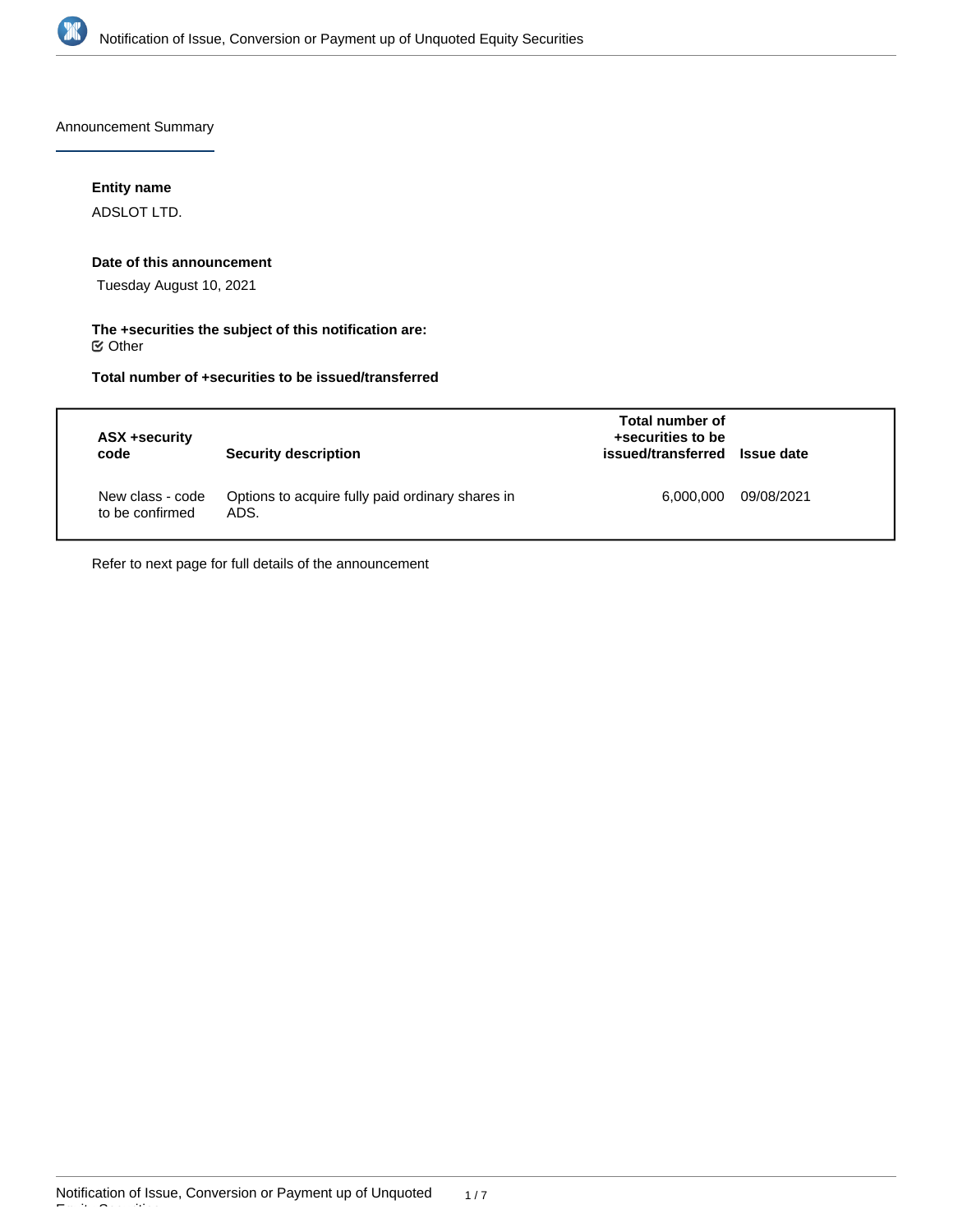Announcement Summary

**Entity name**

ADSLOT LTD.

**Date of this announcement**

Tuesday August 10, 2021

**The +securities the subject of this notification are:**

☑ Other

**Total number of +securities to be issued/transferred**

| ASX +security code | Security description | Total number of +securities to be issued/transferred | Issue date |
|---|---|---|---|
| New class - code to be confirmed | Options to acquire fully paid ordinary shares in ADS. | 6,000,000 | 09/08/2021 |

Refer to next page for full details of the announcement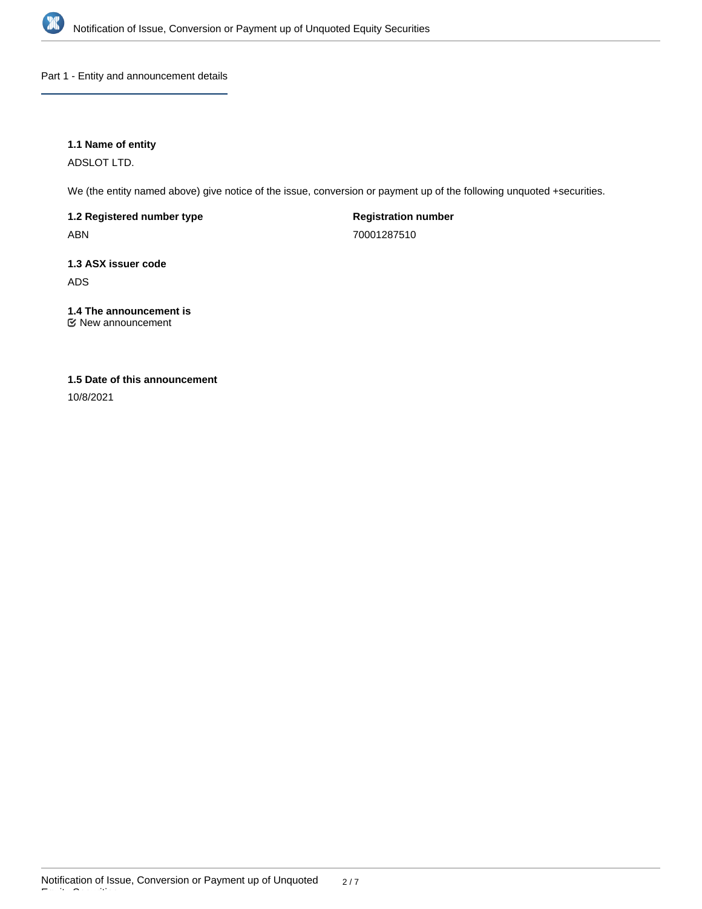## Part 1 - Entity and announcement details

**1.1 Name of entity**

ADSLOT LTD.

We (the entity named above) give notice of the issue, conversion or payment up of the following unquoted +securities.

**1.2 Registered number type**

ABN

**Registration number**

70001287510

**1.3 ASX issuer code**

ADS

**1.4 The announcement is**

☑ New announcement

**1.5 Date of this announcement**

10/8/2021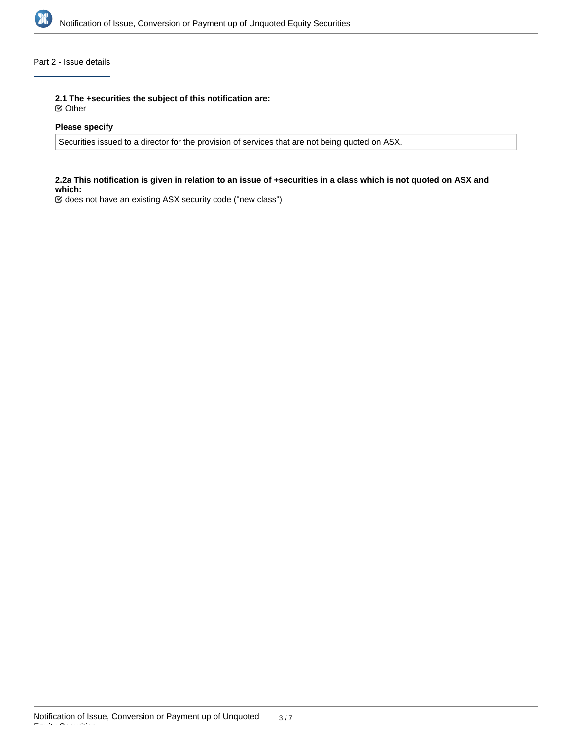## Part 2 - Issue details

**2.1 The +securities the subject of this notification are:**

☑ Other

**Please specify**

Securities issued to a director for the provision of services that are not being quoted on ASX.

**2.2a This notification is given in relation to an issue of +securities in a class which is not quoted on ASX and which:**

☑ does not have an existing ASX security code ("new class")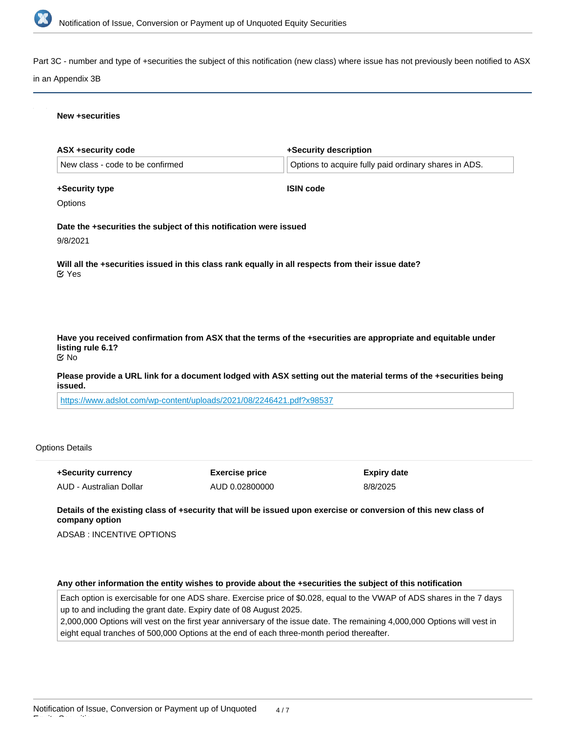Part 3C - number and type of +securities the subject of this notification (new class) where issue has not previously been notified to ASX in an Appendix 3B

**New +securities**

| ASX +security code | +Security description |
|---|---|
| New class - code to be confirmed | Options to acquire fully paid ordinary shares in ADS. |

**+Security type**

Options

**ISIN code**

**Date the +securities the subject of this notification were issued**

9/8/2021

**Will all the +securities issued in this class rank equally in all respects from their issue date?**

Yes

**Have you received confirmation from ASX that the terms of the +securities are appropriate and equitable under listing rule 6.1?**

No

**Please provide a URL link for a document lodged with ASX setting out the material terms of the +securities being issued.**

https://www.adslot.com/wp-content/uploads/2021/08/2246421.pdf?x98537

Options Details

| +Security currency | Exercise price | Expiry date |
|---|---|---|
| AUD - Australian Dollar | AUD 0.02800000 | 8/8/2025 |

**Details of the existing class of +security that will be issued upon exercise or conversion of this new class of company option**

ADSAB : INCENTIVE OPTIONS

**Any other information the entity wishes to provide about the +securities the subject of this notification**

Each option is exercisable for one ADS share. Exercise price of $0.028, equal to the VWAP of ADS shares in the 7 days up to and including the grant date. Expiry date of 08 August 2025.
2,000,000 Options will vest on the first year anniversary of the issue date. The remaining 4,000,000 Options will vest in eight equal tranches of 500,000 Options at the end of each three-month period thereafter.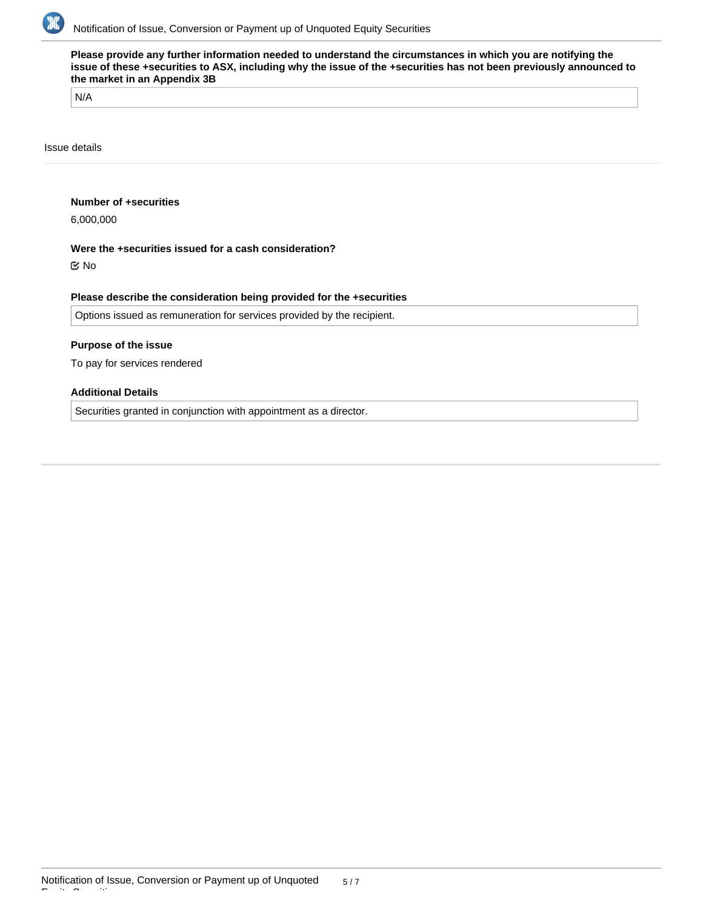**Please provide any further information needed to understand the circumstances in which you are notifying the issue of these +securities to ASX, including why the issue of the +securities has not been previously announced to the market in an Appendix 3B**

N/A

Issue details

**Number of +securities**

6,000,000

**Were the +securities issued for a cash consideration?**

☑ No

**Please describe the consideration being provided for the +securities**

Options issued as remuneration for services provided by the recipient.

**Purpose of the issue**

To pay for services rendered

**Additional Details**

Securities granted in conjunction with appointment as a director.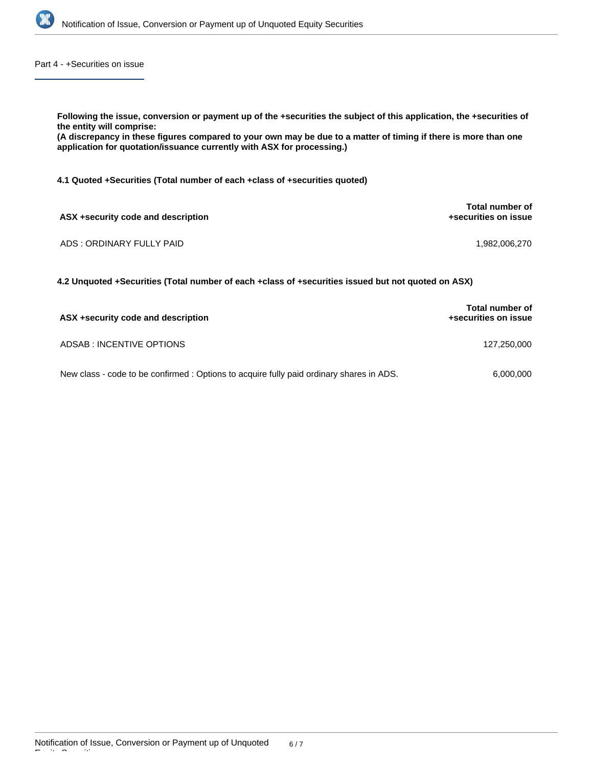## Part 4 - +Securities on issue

**Following the issue, conversion or payment up of the +securities the subject of this application, the +securities of the entity will comprise:**
**(A discrepancy in these figures compared to your own may be due to a matter of timing if there is more than one application for quotation/issuance currently with ASX for processing.)**

**4.1 Quoted +Securities (Total number of each +class of +securities quoted)**

| ASX +security code and description | Total number of +securities on issue |
|---|---|
| ADS : ORDINARY FULLY PAID | 1,982,006,270 |

**4.2 Unquoted +Securities (Total number of each +class of +securities issued but not quoted on ASX)**

| ASX +security code and description | Total number of +securities on issue |
|---|---|
| ADSAB : INCENTIVE OPTIONS | 127,250,000 |
| New class - code to be confirmed : Options to acquire fully paid ordinary shares in ADS. | 6,000,000 |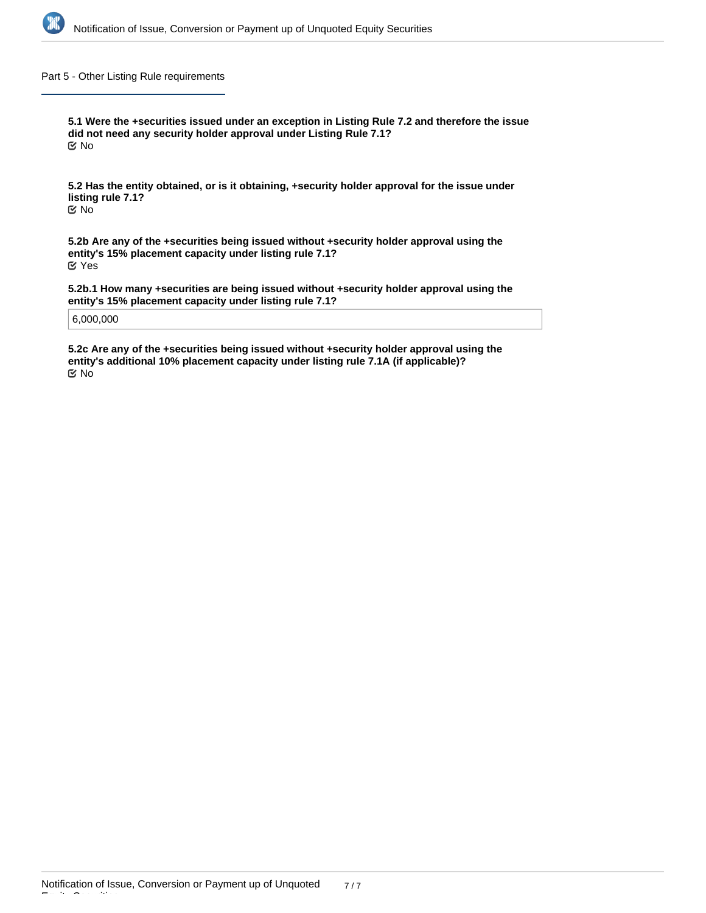Part 5 - Other Listing Rule requirements

**5.1 Were the +securities issued under an exception in Listing Rule 7.2 and therefore the issue did not need any security holder approval under Listing Rule 7.1?**

No

**5.2 Has the entity obtained, or is it obtaining, +security holder approval for the issue under listing rule 7.1?**

No

**5.2b Are any of the +securities being issued without +security holder approval using the entity's 15% placement capacity under listing rule 7.1?**

Yes

**5.2b.1 How many +securities are being issued without +security holder approval using the entity's 15% placement capacity under listing rule 7.1?**

6,000,000

**5.2c Are any of the +securities being issued without +security holder approval using the entity's additional 10% placement capacity under listing rule 7.1A (if applicable)?**

No